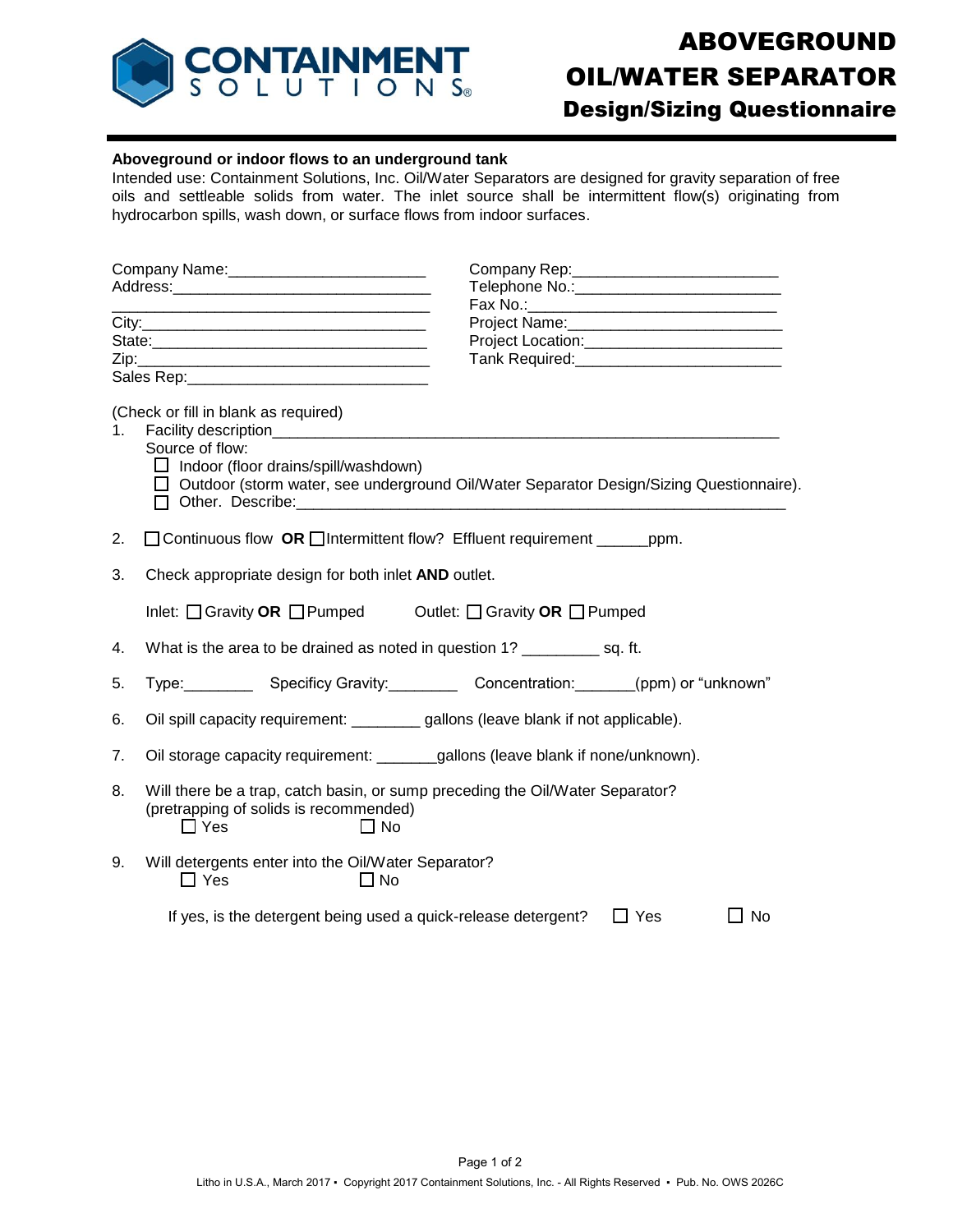CONTAINMENT SOLUTIONS®

# ABOVEGROUND OIL/WATER SEPARATOR

## Design/Sizing Questionnaire

**Aboveground or indoor flows to an underground tank**

Intended use: Containment Solutions, Inc. Oil/Water Separators are designed for gravity separation of free oils and settleable solids from water. The inlet source shall be intermittent flow(s) originating from hydrocarbon spills, wash down, or surface flows from indoor surfaces.

Company Name:_______________________

Address:_____________________________

_____________________________________

City:_________________________________

State:________________________________

Zip:__________________________________

Sales Rep:___________________________

Company Rep:_______________________

Telephone No.:_______________________

Fax No.:____________________________

Project Name:_______________________

Project Location:_____________________

Tank Required:______________________

(Check or fill in blank as required)

1. Facility description_______________________________________________________

   Source of flow:

   - ☐ Indoor (floor drains/spill/washdown)
   - ☐ Outdoor (storm water, see underground Oil/Water Separator Design/Sizing Questionnaire).
   - ☐ Other. Describe:_______________________________________________________

2. ☐ Continuous flow **OR** ☐ Intermittent flow? Effluent requirement ______ppm.

3. Check appropriate design for both inlet **AND** outlet.

   Inlet: ☐ Gravity **OR** ☐ Pumped     Outlet: ☐ Gravity **OR** ☐ Pumped

4. What is the area to be drained as noted in question 1? _________ sq. ft.

5. Type:________ Specificy Gravity:________ Concentration:_______(ppm) or "unknown"

6. Oil spill capacity requirement: ________ gallons (leave blank if not applicable).

7. Oil storage capacity requirement: _______gallons (leave blank if none/unknown).

8. Will there be a trap, catch basin, or sump preceding the Oil/Water Separator? (pretrapping of solids is recommended)

   ☐ Yes     ☐ No

9. Will detergents enter into the Oil/Water Separator?

   ☐ Yes     ☐ No

   If yes, is the detergent being used a quick-release detergent? ☐ Yes     ☐ No

Litho in U.S.A., March 2017 ▪ Copyright 2017 Containment Solutions, Inc. - All Rights Reserved ▪ Pub. No. OWS 2026C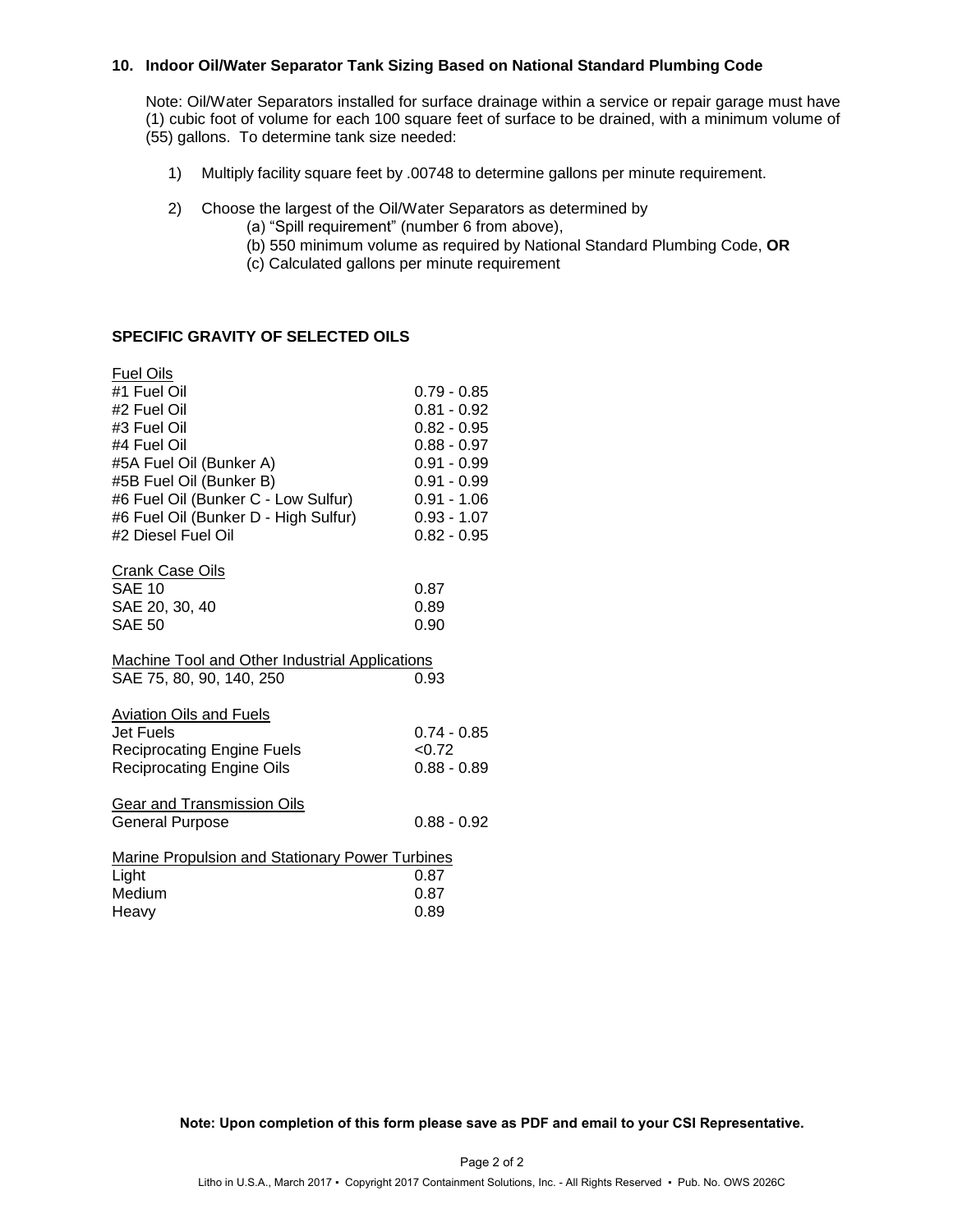### 10. Indoor Oil/Water Separator Tank Sizing Based on National Standard Plumbing Code

Note: Oil/Water Separators installed for surface drainage within a service or repair garage must have (1) cubic foot of volume for each 100 square feet of surface to be drained, with a minimum volume of (55) gallons. To determine tank size needed:

1) Multiply facility square feet by .00748 to determine gallons per minute requirement.

2) Choose the largest of the Oil/Water Separators as determined by
   - (a) "Spill requirement" (number 6 from above),
   - (b) 550 minimum volume as required by National Standard Plumbing Code, **OR**
   - (c) Calculated gallons per minute requirement

### SPECIFIC GRAVITY OF SELECTED OILS

| | |
|---|---|
| <u>Fuel Oils</u> | |
| #1 Fuel Oil | 0.79 - 0.85 |
| #2 Fuel Oil | 0.81 - 0.92 |
| #3 Fuel Oil | 0.82 - 0.95 |
| #4 Fuel Oil | 0.88 - 0.97 |
| #5A Fuel Oil (Bunker A) | 0.91 - 0.99 |
| #5B Fuel Oil (Bunker B) | 0.91 - 0.99 |
| #6 Fuel Oil (Bunker C - Low Sulfur) | 0.91 - 1.06 |
| #6 Fuel Oil (Bunker D - High Sulfur) | 0.93 - 1.07 |
| #2 Diesel Fuel Oil | 0.82 - 0.95 |
| <u>Crank Case Oils</u> | |
| SAE 10 | 0.87 |
| SAE 20, 30, 40 | 0.89 |
| SAE 50 | 0.90 |
| <u>Machine Tool and Other Industrial Applications</u> | |
| SAE 75, 80, 90, 140, 250 | 0.93 |
| <u>Aviation Oils and Fuels</u> | |
| Jet Fuels | 0.74 - 0.85 |
| Reciprocating Engine Fuels | <0.72 |
| Reciprocating Engine Oils | 0.88 - 0.89 |
| <u>Gear and Transmission Oils</u> | |
| General Purpose | 0.88 - 0.92 |
| <u>Marine Propulsion and Stationary Power Turbines</u> | |
| Light | 0.87 |
| Medium | 0.87 |
| Heavy | 0.89 |

**Note: Upon completion of this form please save as PDF and email to your CSI Representative.**

Litho in U.S.A., March 2017 ▪ Copyright 2017 Containment Solutions, Inc. - All Rights Reserved ▪ Pub. No. OWS 2026C